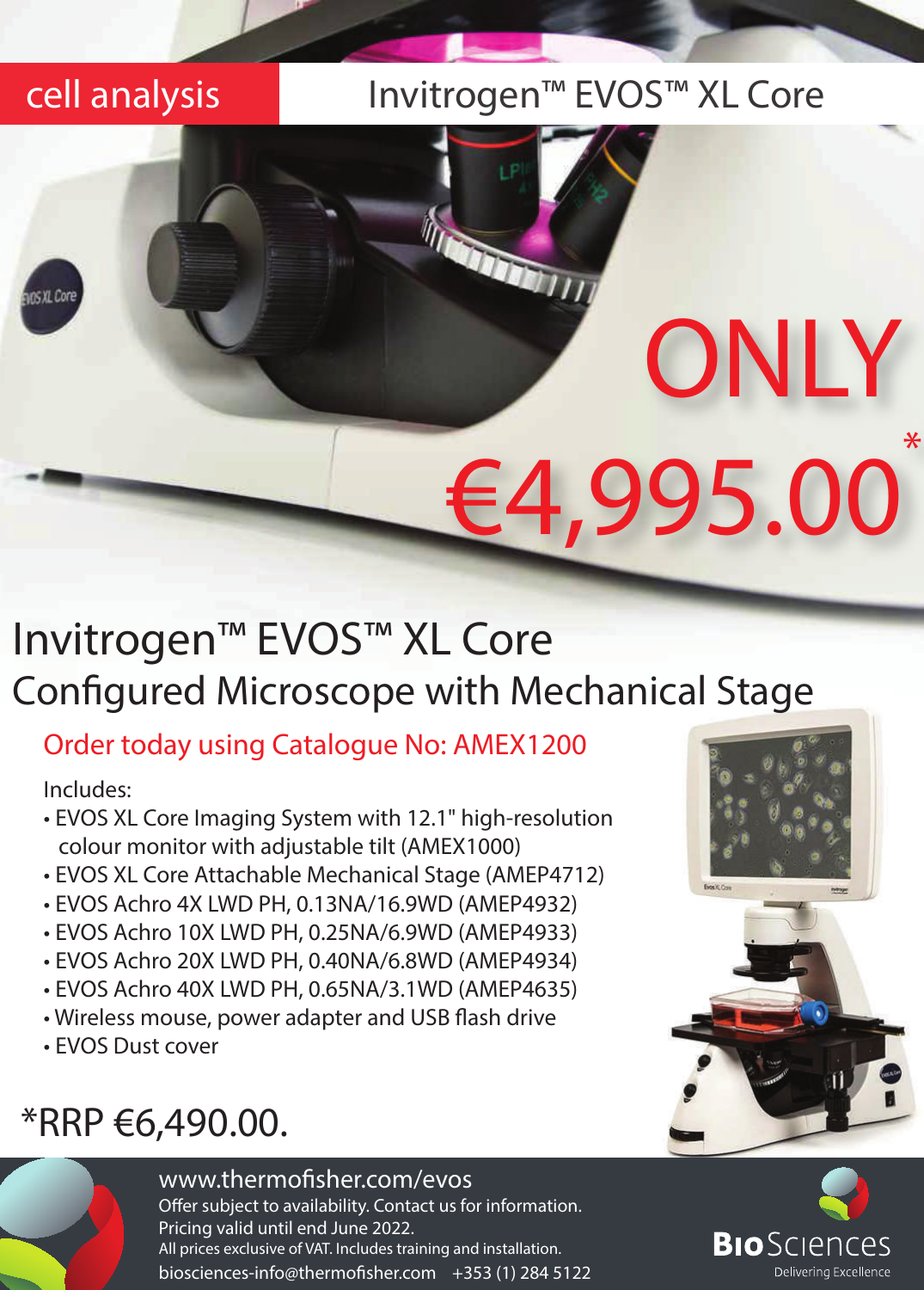cell analysis

# Invitrogen™ EVOS™ XL Core

ONLY

€4,995.00*

## Invitrogen™ EVOS™ XL Core
## Configured Microscope with Mechanical Stage

Order today using Catalogue No: AMEX1200

Includes:

- EVOS XL Core Imaging System with 12.1" high-resolution colour monitor with adjustable tilt (AMEX1000)
- EVOS XL Core Attachable Mechanical Stage (AMEP4712)
- EVOS Achro 4X LWD PH, 0.13NA/16.9WD (AMEP4932)
- EVOS Achro 10X LWD PH, 0.25NA/6.9WD (AMEP4933)
- EVOS Achro 20X LWD PH, 0.40NA/6.8WD (AMEP4934)
- EVOS Achro 40X LWD PH, 0.65NA/3.1WD (AMEP4635)
- Wireless mouse, power adapter and USB flash drive
- EVOS Dust cover

*RRP €6,490.00.

www.thermofisher.com/evos

Offer subject to availability. Contact us for information.

Pricing valid until end June 2022.

All prices exclusive of VAT. Includes training and installation.

biosciences-info@thermofisher.com +353 (1) 284 5122

BioSciences
Delivering Excellence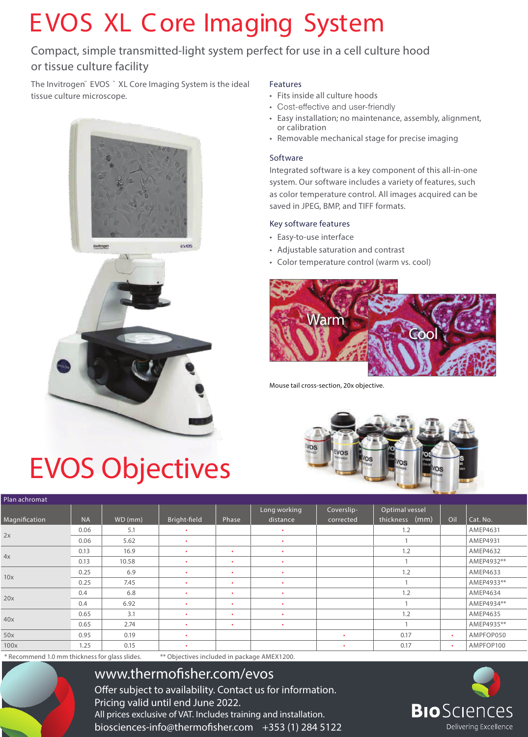# EVOS XL Core Imaging System

## Compact, simple transmitted-light system perfect for use in a cell culture hood or tissue culture facility

The Invitrogen™ EVOS™ XL Core Imaging System is the ideal tissue culture microscope.

### Features

- Fits inside all culture hoods
- Cost-effective and user-friendly
- Easy installation; no maintenance, assembly, alignment, or calibration
- Removable mechanical stage for precise imaging

### Software

Integrated software is a key component of this all-in-one system. Our software includes a variety of features, such as color temperature control. All images acquired can be saved in JPEG, BMP, and TIFF formats.

### Key software features

- Easy-to-use interface
- Adjustable saturation and contrast
- Color temperature control (warm vs. cool)

Warm

Cool

Mouse tail cross-section, 20x objective.

# EVOS Objectives

| Plan achromat | | | | | | | | | |
|---|---|---|---|---|---|---|---|---|---|
| Magnification | NA | WD (mm) | Bright-field | Phase | Long working distance | Coverslip-corrected | Optimal vessel thickness (mm) | Oil | Cat. No. |
| 2x | 0.06 | 5.1 | • | | • | | 1.2 | | AMEP4631 |
| | 0.06 | 5.62 | • | | • | | 1 | | AMEP4931 |
| 4x | 0.13 | 16.9 | • | • | • | | 1.2 | | AMEP4632 |
| | 0.13 | 10.58 | • | • | • | | 1 | | AMEP4932** |
| 10x | 0.25 | 6.9 | • | • | • | | 1.2 | | AMEP4633 |
| | 0.25 | 7.45 | • | • | • | | 1 | | AMEP4933** |
| 20x | 0.4 | 6.8 | • | • | • | | 1.2 | | AMEP4634 |
| | 0.4 | 6.92 | • | • | • | | 1 | | AMEP4934** |
| 40x | 0.65 | 3.1 | • | • | • | | 1.2 | | AMEP4635 |
| | 0.65 | 2.74 | • | • | • | | 1 | | AMEP4935** |
| 50x | 0.95 | 0.19 | • | | | • | 0.17 | • | AMPFOP050 |
| 100x | 1.25 | 0.15 | • | | | • | 0.17 | • | AMPFOP100 |

* Recommend 1.0 mm thickness for glass slides. ** Objectives included in package AMEX1200.

www.thermofisher.com/evos

Offer subject to availability. Contact us for information.

Pricing valid until end June 2022.

All prices exclusive of VAT. Includes training and installation.

biosciences-info@thermofisher.com +353 (1) 284 5122

BioSciences
Delivering Excellence